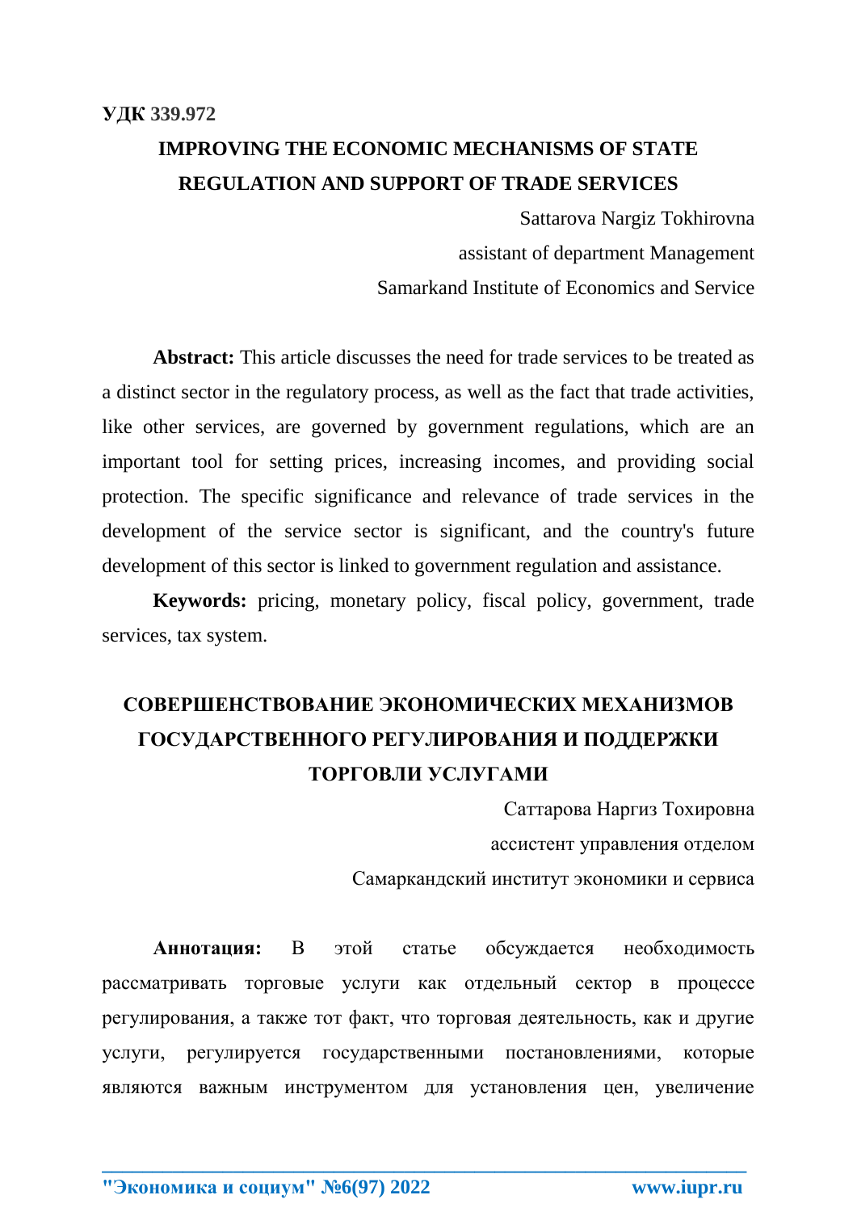**УДК 339.972**

# IMPROVING THE ECONOMIC MECHANISMS OF STATE REGULATION AND SUPPORT OF TRADE SERVICES

Sattarova Nargiz Tokhirovna

assistant of department Management

Samarkand Institute of Economics and Service

**Abstract:** This article discusses the need for trade services to be treated as a distinct sector in the regulatory process, as well as the fact that trade activities, like other services, are governed by government regulations, which are an important tool for setting prices, increasing incomes, and providing social protection. The specific significance and relevance of trade services in the development of the service sector is significant, and the country's future development of this sector is linked to government regulation and assistance.

**Keywords:** pricing, monetary policy, fiscal policy, government, trade services, tax system.

# СОВЕРШЕНСТВОВАНИЕ ЭКОНОМИЧЕСКИХ МЕХАНИЗМОВ ГОСУДАРСТВЕННОГО РЕГУЛИРОВАНИЯ И ПОДДЕРЖКИ ТОРГОВЛИ УСЛУГАМИ

Саттарова Наргиз Тохировна

ассистент управления отделом

Самаркандский институт экономики и сервиса

**Аннотация:** В этой статье обсуждается необходимость рассматривать торговые услуги как отдельный сектор в процессе регулирования, а также тот факт, что торговая деятельность, как и другие услуги, регулируется государственными постановлениями, которые являются важным инструментом для установления цен, увеличение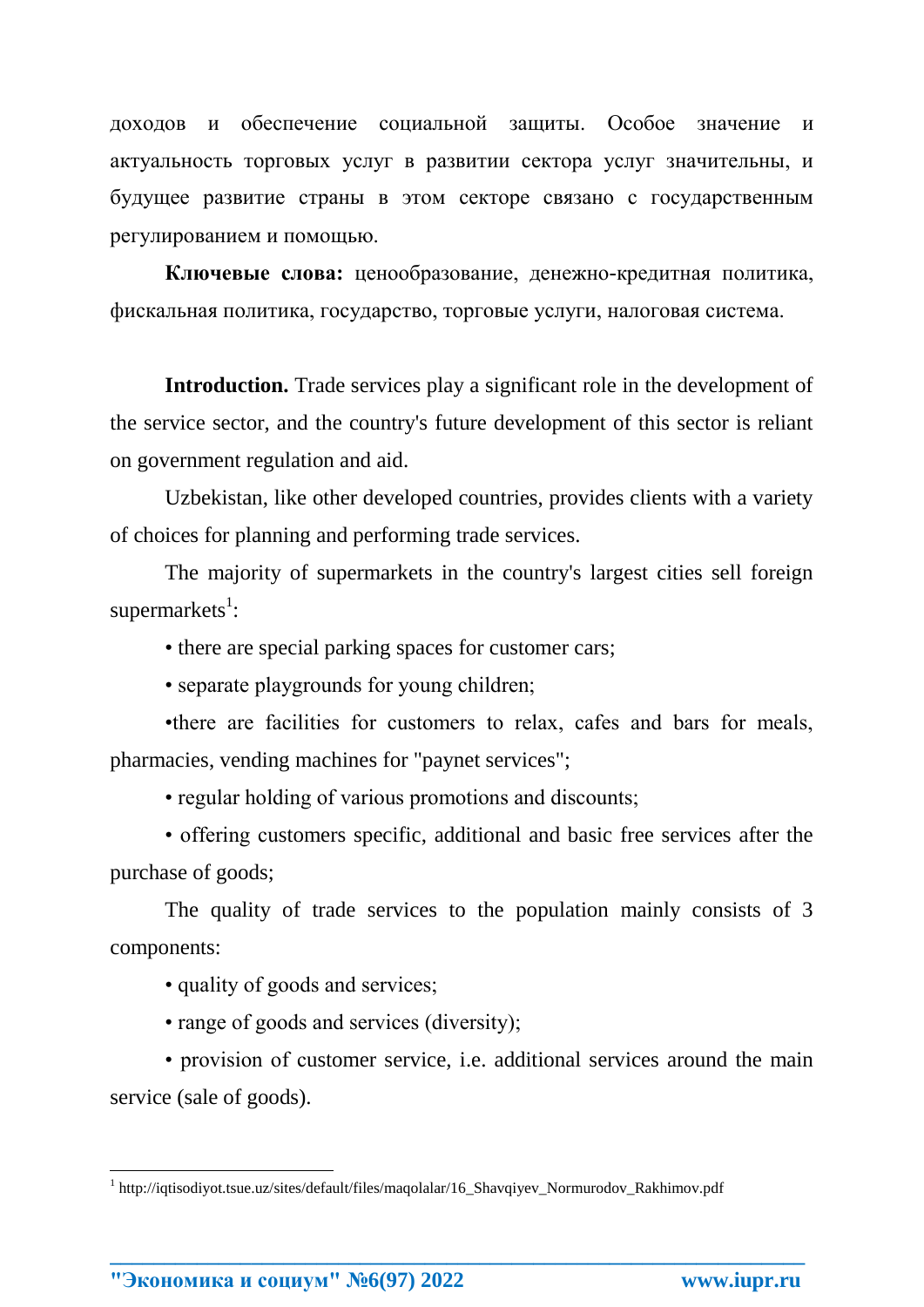доходов и обеспечение социальной защиты. Особое значение и актуальность торговых услуг в развитии сектора услуг значительны, и будущее развитие страны в этом секторе связано с государственным регулированием и помощью.

**Ключевые слова:** ценообразование, денежно-кредитная политика, фискальная политика, государство, торговые услуги, налоговая система.

**Introduction.** Trade services play a significant role in the development of the service sector, and the country's future development of this sector is reliant on government regulation and aid.

Uzbekistan, like other developed countries, provides clients with a variety of choices for planning and performing trade services.

The majority of supermarkets in the country's largest cities sell foreign supermarkets[1]:

- there are special parking spaces for customer cars;
- separate playgrounds for young children;
- there are facilities for customers to relax, cafes and bars for meals, pharmacies, vending machines for "paynet services";
- regular holding of various promotions and discounts;
- offering customers specific, additional and basic free services after the purchase of goods;

The quality of trade services to the population mainly consists of 3 components:

- quality of goods and services;
- range of goods and services (diversity);
- provision of customer service, i.e. additional services around the main service (sale of goods).

---

[1] http://iqtisodiyot.tsue.uz/sites/default/files/maqolalar/16_Shavqiyev_Normurodov_Rakhimov.pdf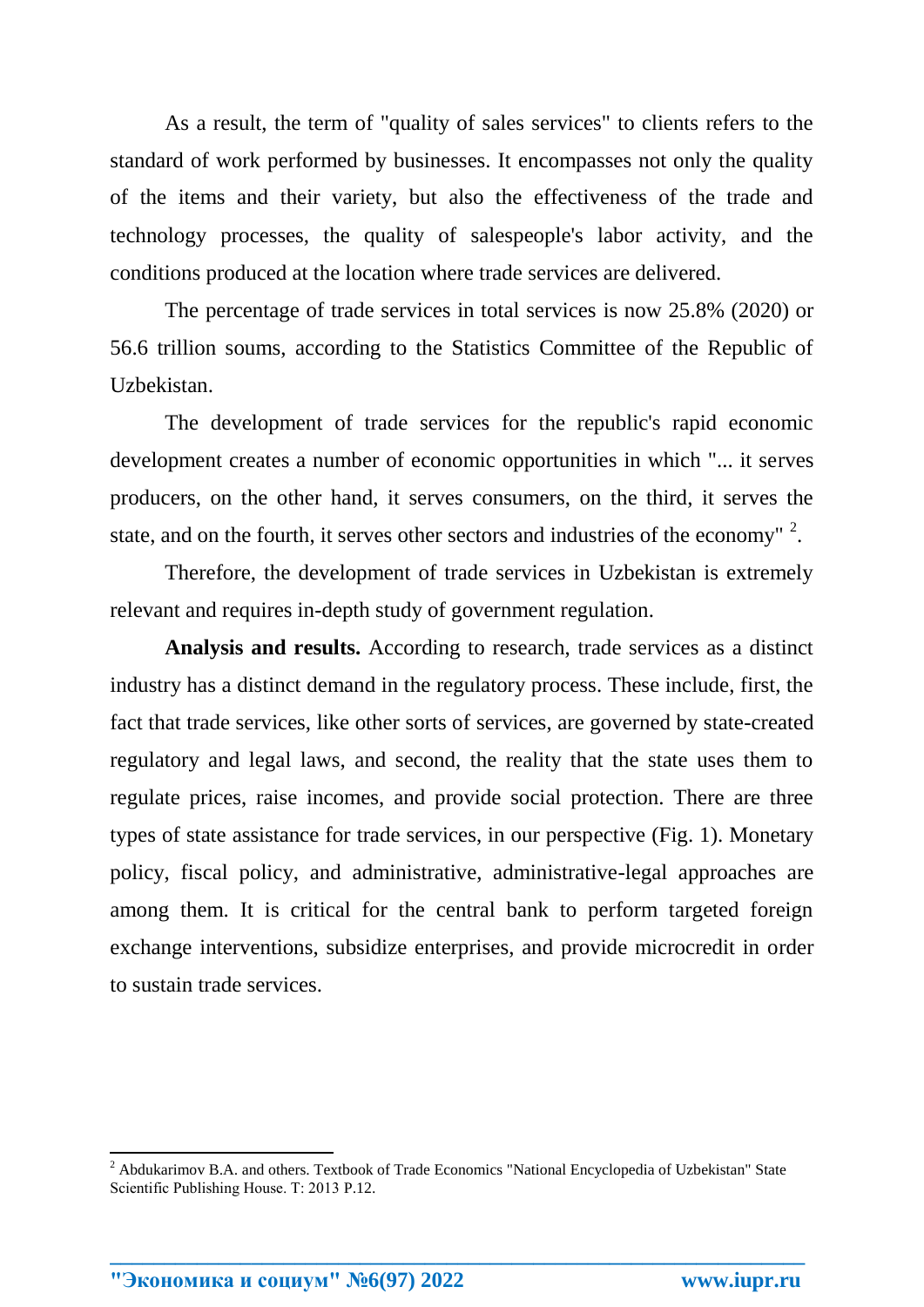As a result, the term of "quality of sales services" to clients refers to the standard of work performed by businesses. It encompasses not only the quality of the items and their variety, but also the effectiveness of the trade and technology processes, the quality of salespeople's labor activity, and the conditions produced at the location where trade services are delivered.

The percentage of trade services in total services is now 25.8% (2020) or 56.6 trillion soums, according to the Statistics Committee of the Republic of Uzbekistan.

The development of trade services for the republic's rapid economic development creates a number of economic opportunities in which "... it serves producers, on the other hand, it serves consumers, on the third, it serves the state, and on the fourth, it serves other sectors and industries of the economy" [2].

Therefore, the development of trade services in Uzbekistan is extremely relevant and requires in-depth study of government regulation.

**Analysis and results.** According to research, trade services as a distinct industry has a distinct demand in the regulatory process. These include, first, the fact that trade services, like other sorts of services, are governed by state-created regulatory and legal laws, and second, the reality that the state uses them to regulate prices, raise incomes, and provide social protection. There are three types of state assistance for trade services, in our perspective (Fig. 1). Monetary policy, fiscal policy, and administrative, administrative-legal approaches are among them. It is critical for the central bank to perform targeted foreign exchange interventions, subsidize enterprises, and provide microcredit in order to sustain trade services.

[2] Abdukarimov B.A. and others. Textbook of Trade Economics "National Encyclopedia of Uzbekistan" State Scientific Publishing House. T: 2013 P.12.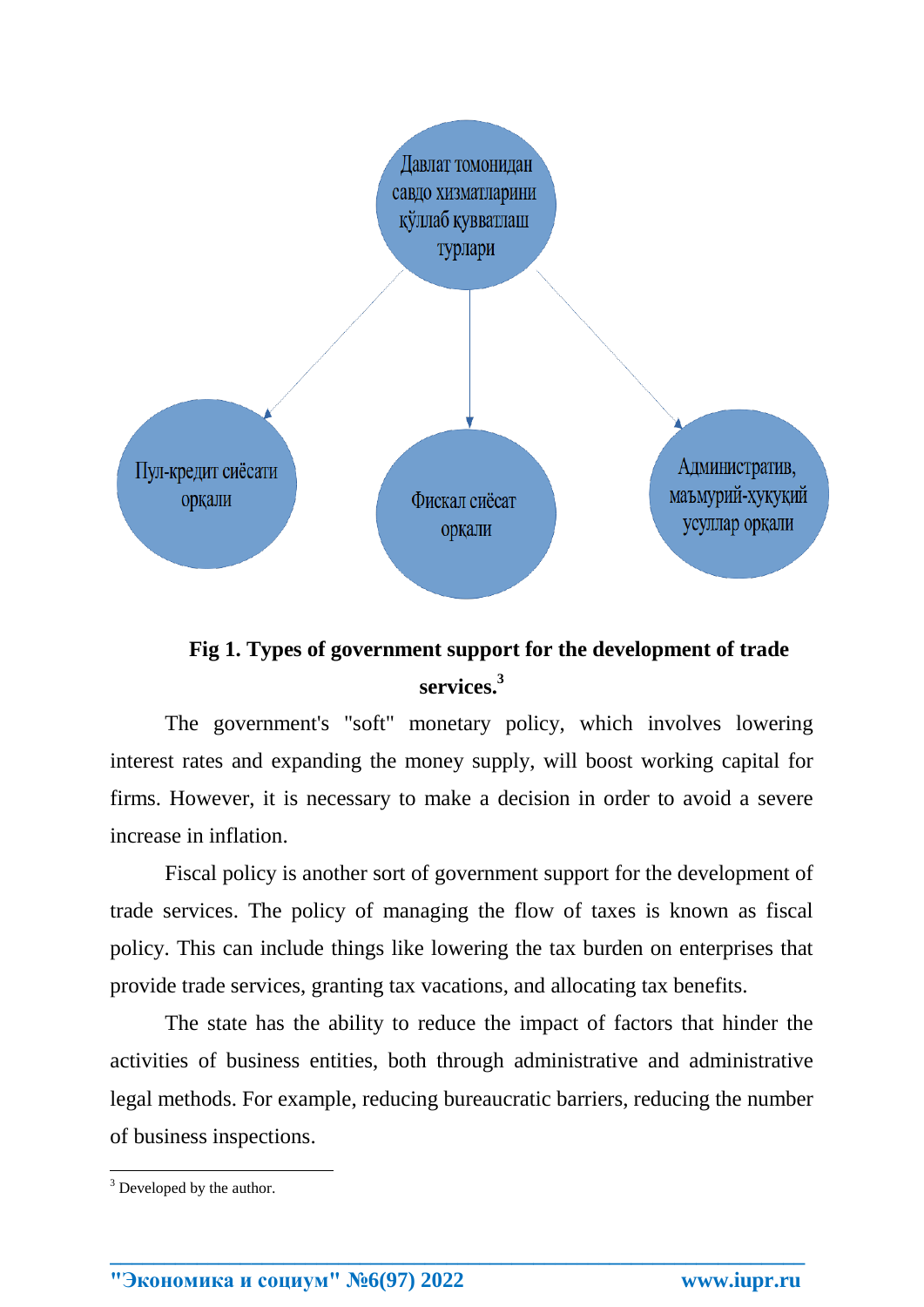Давлат томонидан савдо хизматларини қўллаб қувватлаш турлари

Пул-кредит сиёсати орқали

Фискал сиёсат орқали

Административ, маъмурий-хуқуқий усуллар орқали

**Fig 1. Types of government support for the development of trade services.**[3]

The government's "soft" monetary policy, which involves lowering interest rates and expanding the money supply, will boost working capital for firms. However, it is necessary to make a decision in order to avoid a severe increase in inflation.

Fiscal policy is another sort of government support for the development of trade services. The policy of managing the flow of taxes is known as fiscal policy. This can include things like lowering the tax burden on enterprises that provide trade services, granting tax vacations, and allocating tax benefits.

The state has the ability to reduce the impact of factors that hinder the activities of business entities, both through administrative and administrative legal methods. For example, reducing bureaucratic barriers, reducing the number of business inspections.

[3] Developed by the author.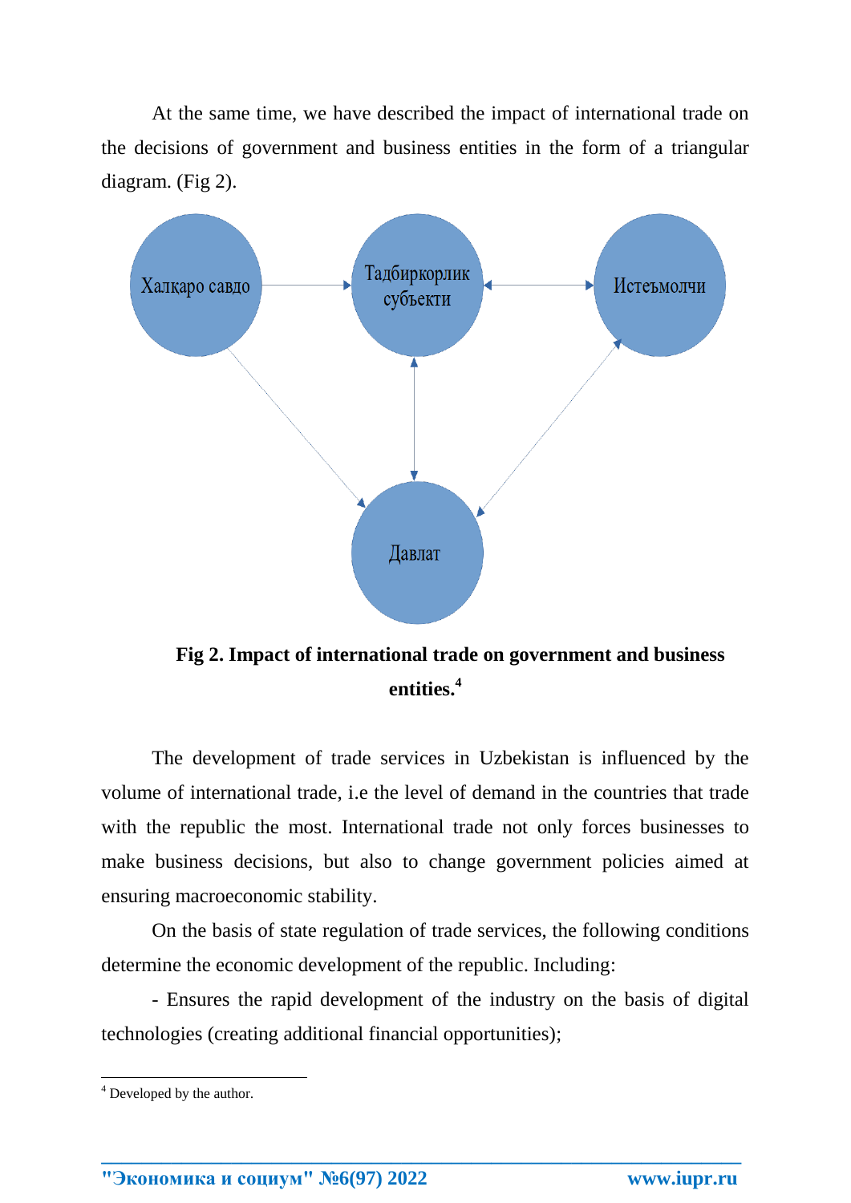At the same time, we have described the impact of international trade on the decisions of government and business entities in the form of a triangular diagram. (Fig 2).

Халқаро савдо

Тадбиркорлик субъекти

Истеъмолчи

Давлат

**Fig 2. Impact of international trade on government and business entities.[4]**

The development of trade services in Uzbekistan is influenced by the volume of international trade, i.e the level of demand in the countries that trade with the republic the most. International trade not only forces businesses to make business decisions, but also to change government policies aimed at ensuring macroeconomic stability.

On the basis of state regulation of trade services, the following conditions determine the economic development of the republic. Including:

- Ensures the rapid development of the industry on the basis of digital technologies (creating additional financial opportunities);

[4] Developed by the author.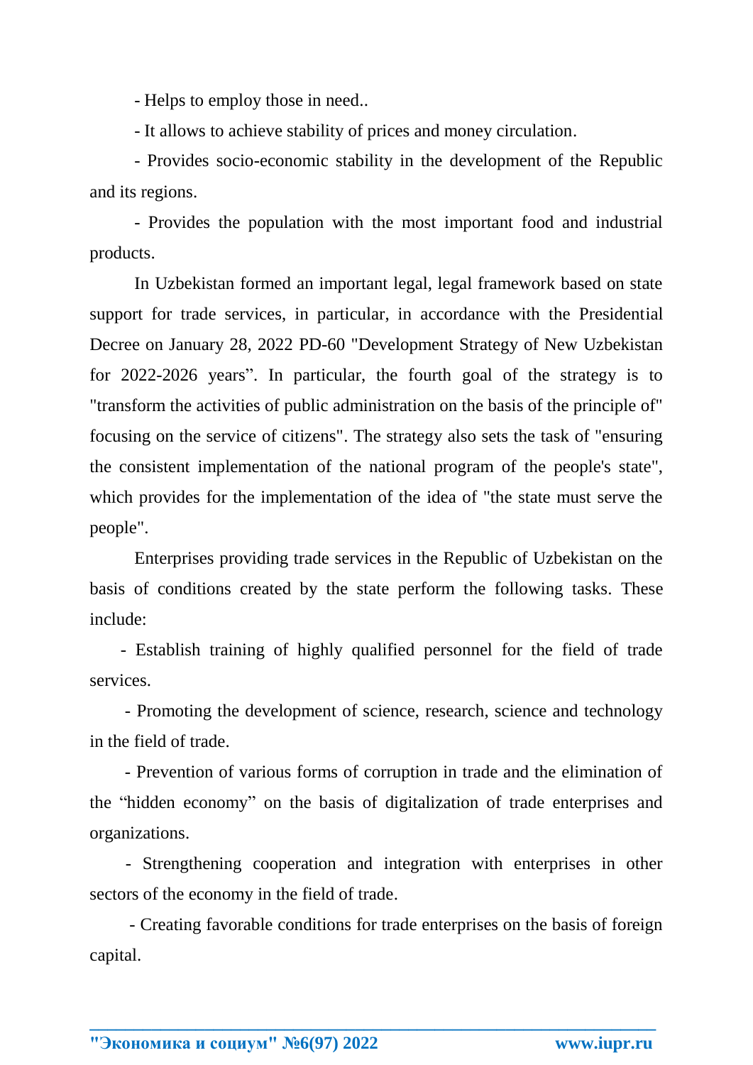- Helps to employ those in need..

- It allows to achieve stability of prices and money circulation.

- Provides socio-economic stability in the development of the Republic and its regions.

- Provides the population with the most important food and industrial products.

In Uzbekistan formed an important legal, legal framework based on state support for trade services, in particular, in accordance with the Presidential Decree on January 28, 2022 PD-60 "Development Strategy of New Uzbekistan for 2022-2026 years". In particular, the fourth goal of the strategy is to "transform the activities of public administration on the basis of the principle of" focusing on the service of citizens". The strategy also sets the task of "ensuring the consistent implementation of the national program of the people's state", which provides for the implementation of the idea of "the state must serve the people".

Enterprises providing trade services in the Republic of Uzbekistan on the basis of conditions created by the state perform the following tasks. These include:

- Establish training of highly qualified personnel for the field of trade services.

- Promoting the development of science, research, science and technology in the field of trade.

- Prevention of various forms of corruption in trade and the elimination of the "hidden economy" on the basis of digitalization of trade enterprises and organizations.

- Strengthening cooperation and integration with enterprises in other sectors of the economy in the field of trade.

- Creating favorable conditions for trade enterprises on the basis of foreign capital.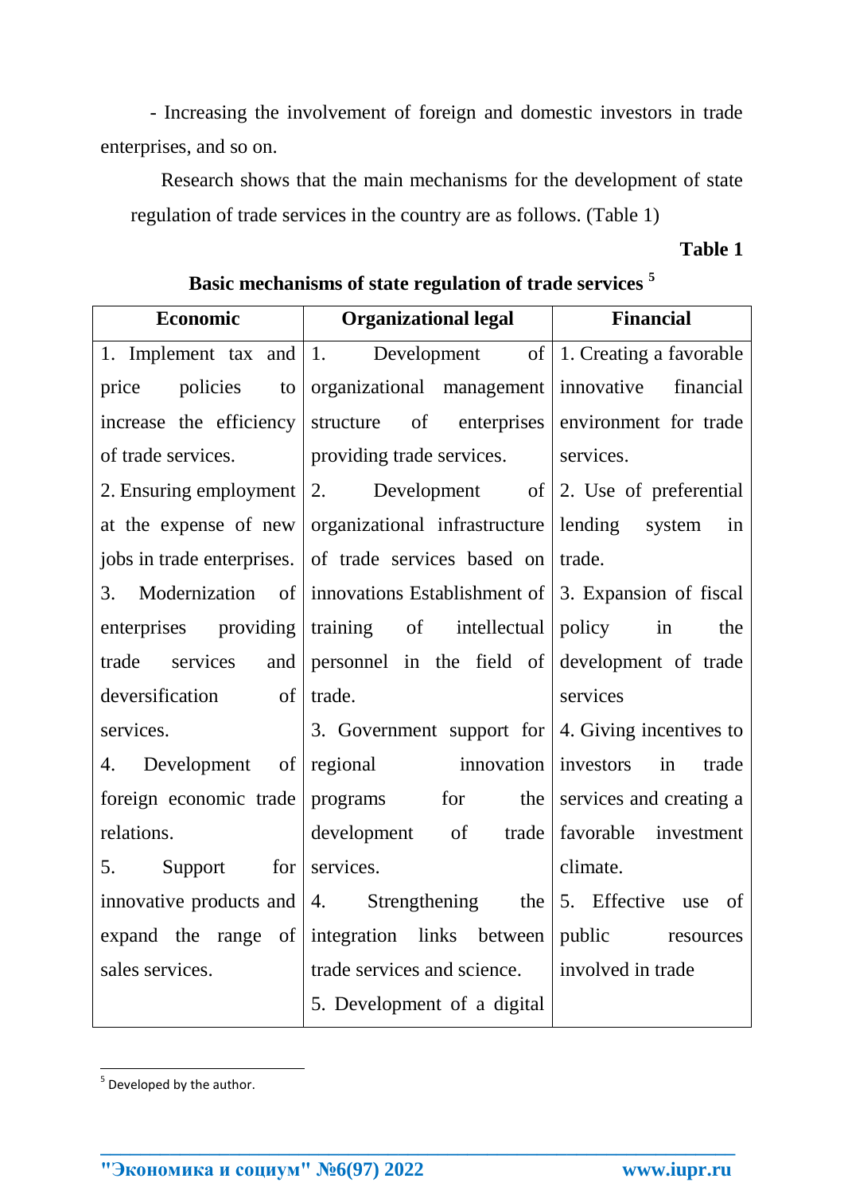- Increasing the involvement of foreign and domestic investors in trade enterprises, and so on.

Research shows that the main mechanisms for the development of state regulation of trade services in the country are as follows. (Table 1)

**Table 1**

**Basic mechanisms of state regulation of trade services [5]**

| Economic | Organizational legal | Financial |
|---|---|---|
| 1. Implement tax and price policies to increase the efficiency of trade services.<br>2. Ensuring employment at the expense of new jobs in trade enterprises.<br>3. Modernization of enterprises providing trade services and deversification of services.<br>4. Development of foreign economic trade relations.<br>5. Support for innovative products and expand the range of sales services. | 1. Development of organizational management structure of enterprises providing trade services.<br>2. Development of organizational infrastructure of trade services based on innovations Establishment of training of intellectual personnel in the field of trade.<br>3. Government support for regional innovation programs for the development of trade services.<br>4. Strengthening the integration links between trade services and science.<br>5. Development of a digital | 1. Creating a favorable innovative financial environment for trade services.<br>2. Use of preferential lending system in trade.<br>3. Expansion of fiscal policy in the development of trade services<br>4. Giving incentives to investors in trade services and creating a favorable investment climate.<br>5. Effective use of public resources involved in trade |

[5] Developed by the author.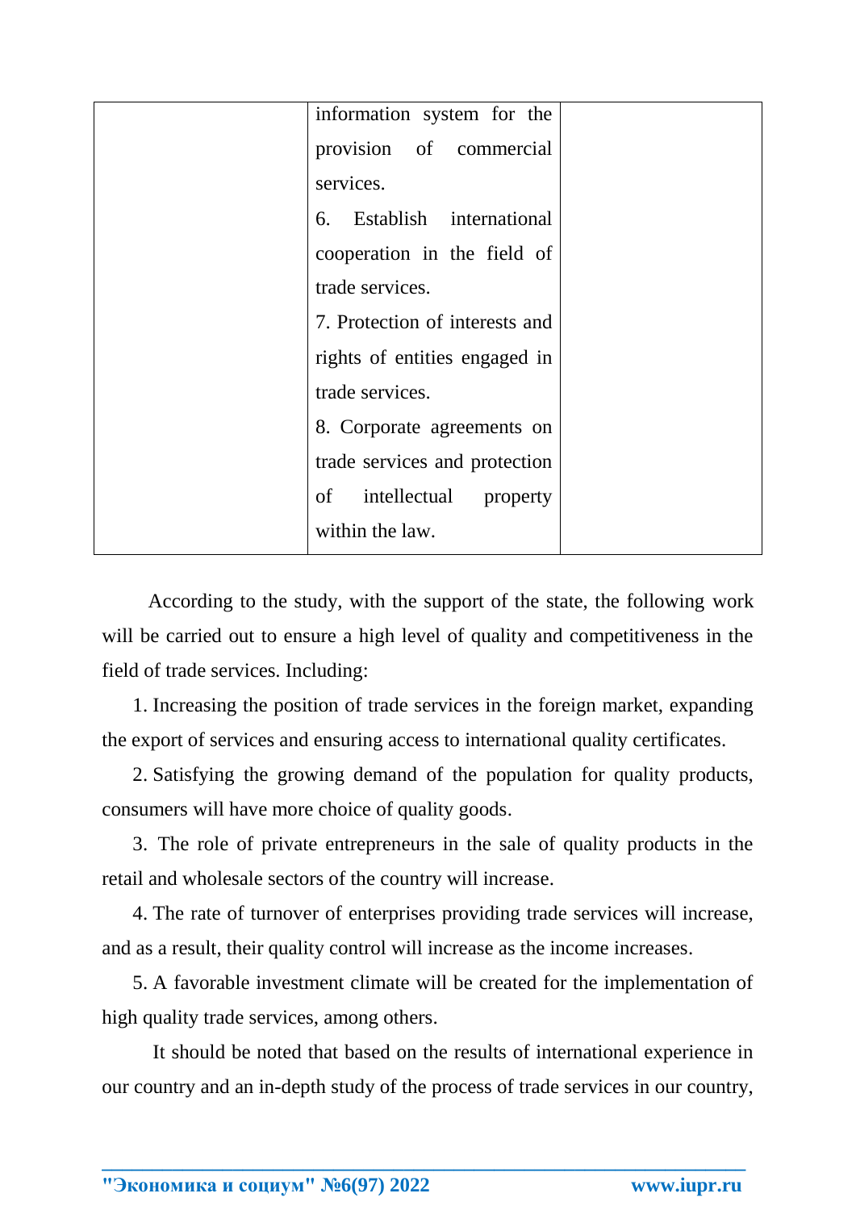|  | information system for the provision of commercial services.<br>6. Establish international cooperation in the field of trade services.<br>7. Protection of interests and rights of entities engaged in trade services.<br>8. Corporate agreements on trade services and protection of intellectual property within the law. |  |
|---|---|---|

According to the study, with the support of the state, the following work will be carried out to ensure a high level of quality and competitiveness in the field of trade services. Including:

1. Increasing the position of trade services in the foreign market, expanding the export of services and ensuring access to international quality certificates.
2. Satisfying the growing demand of the population for quality products, consumers will have more choice of quality goods.
3. The role of private entrepreneurs in the sale of quality products in the retail and wholesale sectors of the country will increase.
4. The rate of turnover of enterprises providing trade services will increase, and as a result, their quality control will increase as the income increases.
5. A favorable investment climate will be created for the implementation of high quality trade services, among others.

It should be noted that based on the results of international experience in our country and an in-depth study of the process of trade services in our country,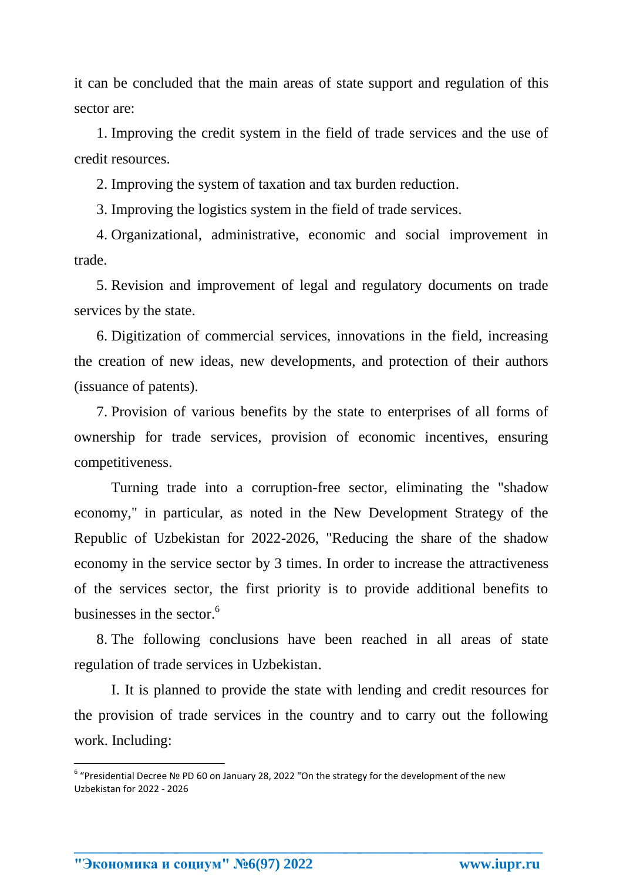it can be concluded that the main areas of state support and regulation of this sector are:

1. Improving the credit system in the field of trade services and the use of credit resources.
2. Improving the system of taxation and tax burden reduction.
3. Improving the logistics system in the field of trade services.
4. Organizational, administrative, economic and social improvement in trade.
5. Revision and improvement of legal and regulatory documents on trade services by the state.
6. Digitization of commercial services, innovations in the field, increasing the creation of new ideas, new developments, and protection of their authors (issuance of patents).
7. Provision of various benefits by the state to enterprises of all forms of ownership for trade services, provision of economic incentives, ensuring competitiveness.

Turning trade into a corruption-free sector, eliminating the "shadow economy," in particular, as noted in the New Development Strategy of the Republic of Uzbekistan for 2022-2026, "Reducing the share of the shadow economy in the service sector by 3 times. In order to increase the attractiveness of the services sector, the first priority is to provide additional benefits to businesses in the sector.[6]

8. The following conclusions have been reached in all areas of state regulation of trade services in Uzbekistan.

I. It is planned to provide the state with lending and credit resources for the provision of trade services in the country and to carry out the following work. Including:

---

[6] "Presidential Decree № PD 60 on January 28, 2022 "On the strategy for the development of the new Uzbekistan for 2022 - 2026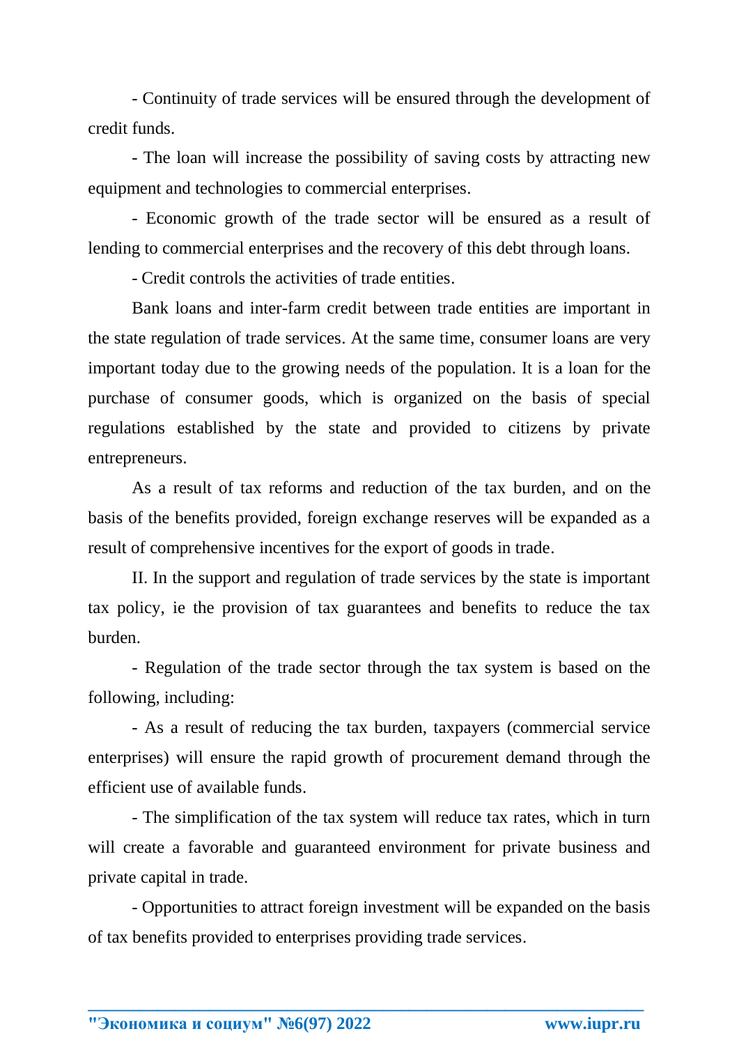- Continuity of trade services will be ensured through the development of credit funds.

- The loan will increase the possibility of saving costs by attracting new equipment and technologies to commercial enterprises.

- Economic growth of the trade sector will be ensured as a result of lending to commercial enterprises and the recovery of this debt through loans.

- Credit controls the activities of trade entities.

Bank loans and inter-farm credit between trade entities are important in the state regulation of trade services. At the same time, consumer loans are very important today due to the growing needs of the population. It is a loan for the purchase of consumer goods, which is organized on the basis of special regulations established by the state and provided to citizens by private entrepreneurs.

As a result of tax reforms and reduction of the tax burden, and on the basis of the benefits provided, foreign exchange reserves will be expanded as a result of comprehensive incentives for the export of goods in trade.

II. In the support and regulation of trade services by the state is important tax policy, ie the provision of tax guarantees and benefits to reduce the tax burden.

- Regulation of the trade sector through the tax system is based on the following, including:

- As a result of reducing the tax burden, taxpayers (commercial service enterprises) will ensure the rapid growth of procurement demand through the efficient use of available funds.

- The simplification of the tax system will reduce tax rates, which in turn will create a favorable and guaranteed environment for private business and private capital in trade.

- Opportunities to attract foreign investment will be expanded on the basis of tax benefits provided to enterprises providing trade services.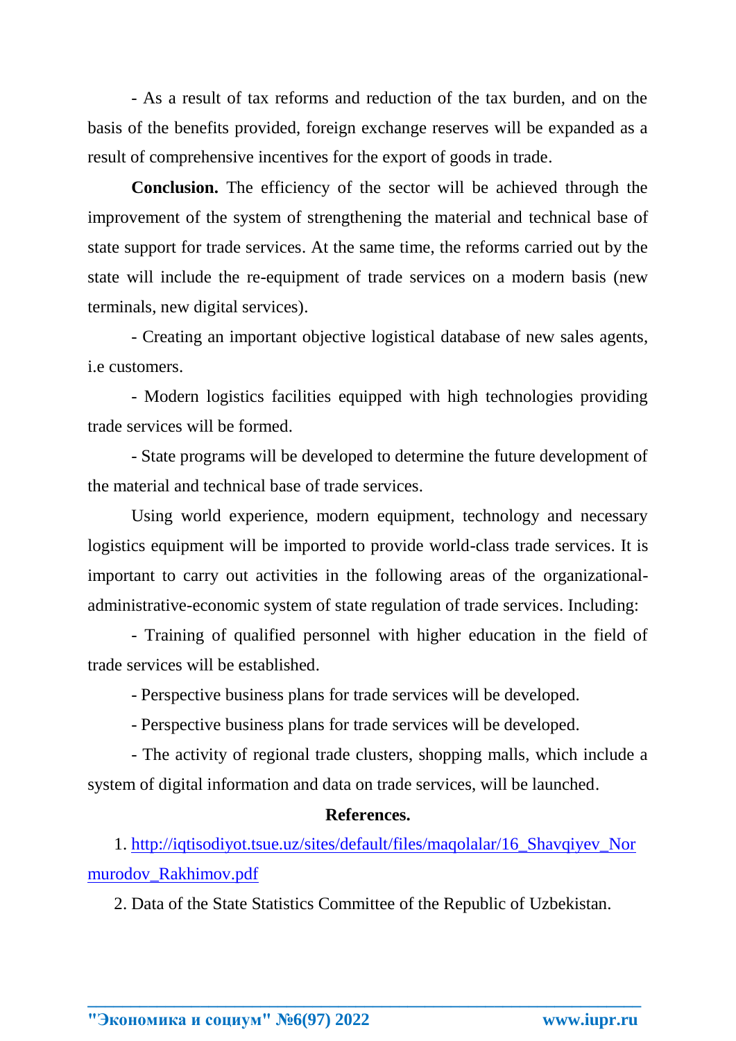- As a result of tax reforms and reduction of the tax burden, and on the basis of the benefits provided, foreign exchange reserves will be expanded as a result of comprehensive incentives for the export of goods in trade.

**Conclusion.** The efficiency of the sector will be achieved through the improvement of the system of strengthening the material and technical base of state support for trade services. At the same time, the reforms carried out by the state will include the re-equipment of trade services on a modern basis (new terminals, new digital services).

- Creating an important objective logistical database of new sales agents, i.e customers.

- Modern logistics facilities equipped with high technologies providing trade services will be formed.

- State programs will be developed to determine the future development of the material and technical base of trade services.

Using world experience, modern equipment, technology and necessary logistics equipment will be imported to provide world-class trade services. It is important to carry out activities in the following areas of the organizational-administrative-economic system of state regulation of trade services. Including:

- Training of qualified personnel with higher education in the field of trade services will be established.

- Perspective business plans for trade services will be developed.

- Perspective business plans for trade services will be developed.

- The activity of regional trade clusters, shopping malls, which include a system of digital information and data on trade services, will be launched.

**References.**

1. http://iqtisodiyot.tsue.uz/sites/default/files/maqolalar/16_Shavqiyev_Normurodov_Rakhimov.pdf
2. Data of the State Statistics Committee of the Republic of Uzbekistan.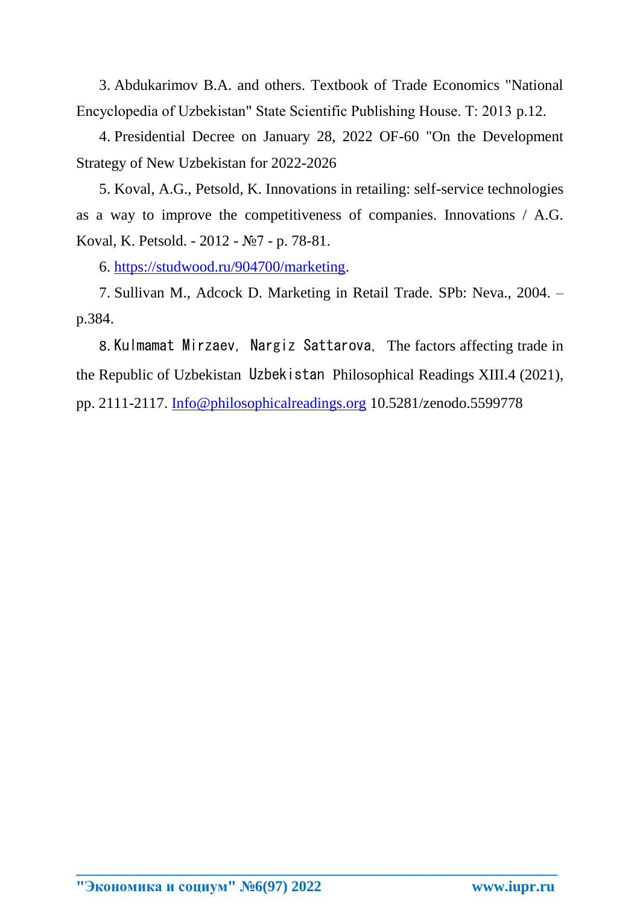3. Abdukarimov B.A. and others. Textbook of Trade Economics "National Encyclopedia of Uzbekistan" State Scientific Publishing House. T: 2013 p.12.

4. Presidential Decree on January 28, 2022 OF-60 "On the Development Strategy of New Uzbekistan for 2022-2026

5. Koval, A.G., Petsold, K. Innovations in retailing: self-service technologies as a way to improve the competitiveness of companies. Innovations / A.G. Koval, K. Petsold. - 2012 - №7 - p. 78-81.

6. https://studwood.ru/904700/marketing.

7. Sullivan M., Adcock D. Marketing in Retail Trade. SPb: Neva., 2004. – p.384.

8. Kulmamat Mirzaev, Nargiz Sattarova, The factors affecting trade in the Republic of Uzbekistan Uzbekistan Philosophical Readings XIII.4 (2021), pp. 2111-2117. Info@philosophicalreadings.org 10.5281/zenodo.5599778